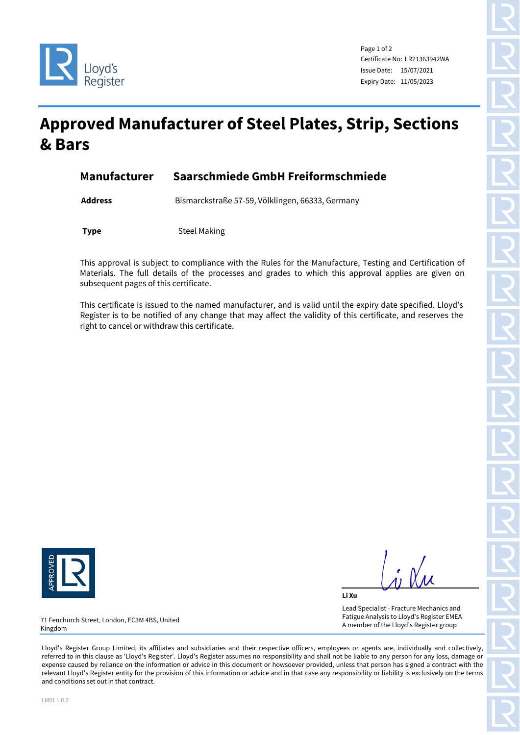Lloyd's Register

Page 1 of 2
Certificate No: LR21363942WA
Issue Date: 15/07/2021
Expiry Date: 11/05/2023

# Approved Manufacturer of Steel Plates, Strip, Sections & Bars

## Manufacturer Saarschmiede GmbH Freiformschmiede

**Address** Bismarckstraße 57-59, Völklingen, 66333, Germany

**Type** Steel Making

This approval is subject to compliance with the Rules for the Manufacture, Testing and Certification of Materials. The full details of the processes and grades to which this approval applies are given on subsequent pages of this certificate.

This certificate is issued to the named manufacturer, and is valid until the expiry date specified. Lloyd's Register is to be notified of any change that may affect the validity of this certificate, and reserves the right to cancel or withdraw this certificate.

APPROVED LR

**Li Xu**

Lead Specialist - Fracture Mechanics and Fatigue Analysis to Lloyd's Register EMEA
A member of the Lloyd's Register group

71 Fenchurch Street, London, EC3M 4BS, United Kingdom

Lloyd's Register Group Limited, its affiliates and subsidiaries and their respective officers, employees or agents are, individually and collectively, referred to in this clause as 'Lloyd's Register'. Lloyd's Register assumes no responsibility and shall not be liable to any person for any loss, damage or expense caused by reliance on the information or advice in this document or howsoever provided, unless that person has signed a contract with the relevant Lloyd's Register entity for the provision of this information or advice and in that case any responsibility or liability is exclusively on the terms and conditions set out in that contract.

LM01 1.0.0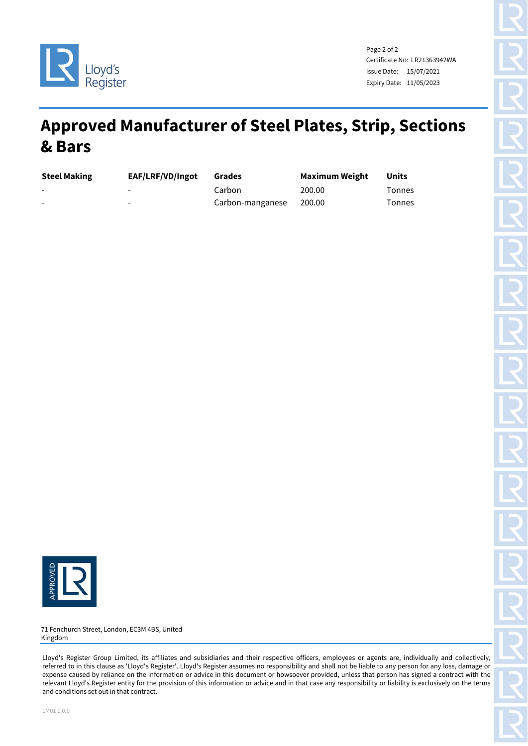Certificate No: LR21363942WA
Issue Date: 15/07/2021
Expiry Date: 11/05/2023

# Approved Manufacturer of Steel Plates, Strip, Sections & Bars

| Steel Making | EAF/LRF/VD/Ingot | Grades | Maximum Weight | Units |
|---|---|---|---|---|
| - | - | Carbon | 200.00 | Tonnes |
| - | - | Carbon-manganese | 200.00 | Tonnes |

71 Fenchurch Street, London, EC3M 4BS, United Kingdom

Lloyd's Register Group Limited, its affiliates and subsidiaries and their respective officers, employees or agents are, individually and collectively, referred to in this clause as 'Lloyd's Register'. Lloyd's Register assumes no responsibility and shall not be liable to any person for any loss, damage or expense caused by reliance on the information or advice in this document or howsoever provided, unless that person has signed a contract with the relevant Lloyd's Register entity for the provision of this information or advice and in that case any responsibility or liability is exclusively on the terms and conditions set out in that contract.

LM01 1.0.0